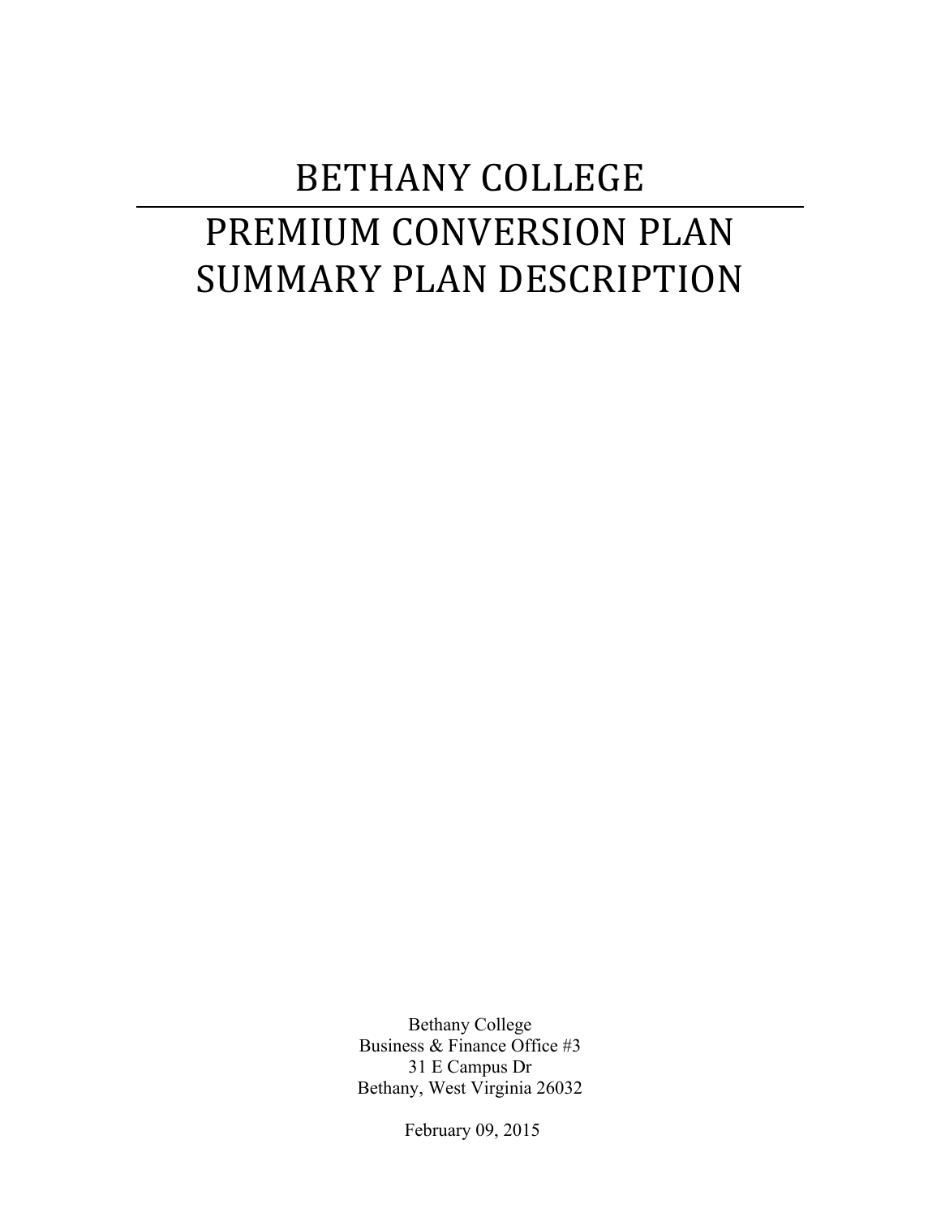# BETHANY COLLEGE

---

# PREMIUM CONVERSION PLAN SUMMARY PLAN DESCRIPTION

Bethany College
Business & Finance Office #3
31 E Campus Dr
Bethany, West Virginia 26032

February 09, 2015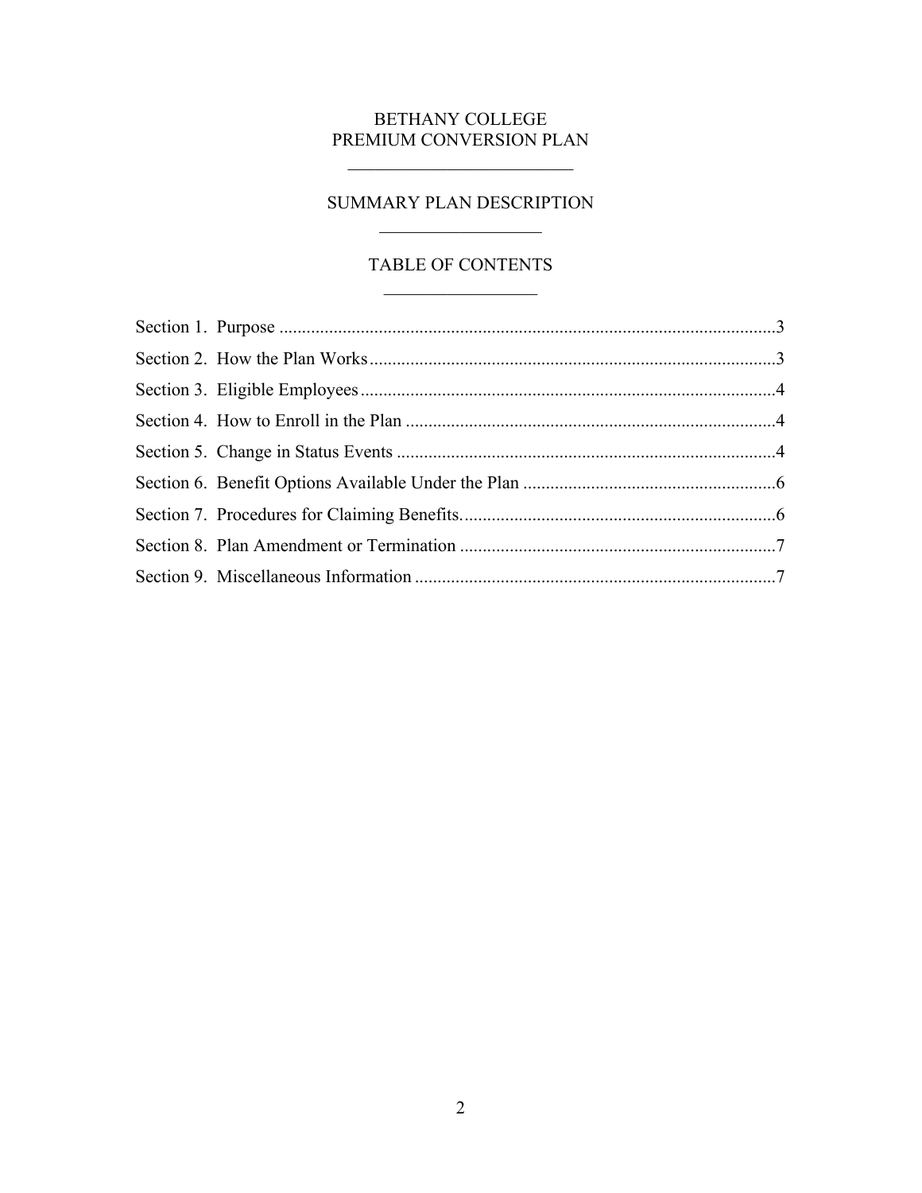# BETHANY COLLEGE
# PREMIUM CONVERSION PLAN

## SUMMARY PLAN DESCRIPTION

## TABLE OF CONTENTS

Section 1. Purpose ....................................................................................................3

Section 2. How the Plan Works.................................................................................3

Section 3. Eligible Employees...................................................................................4

Section 4. How to Enroll in the Plan ........................................................................4

Section 5. Change in Status Events ..........................................................................4

Section 6. Benefit Options Available Under the Plan ...............................................6

Section 7. Procedures for Claiming Benefits.............................................................6

Section 8. Plan Amendment or Termination ............................................................7

Section 9. Miscellaneous Information ......................................................................7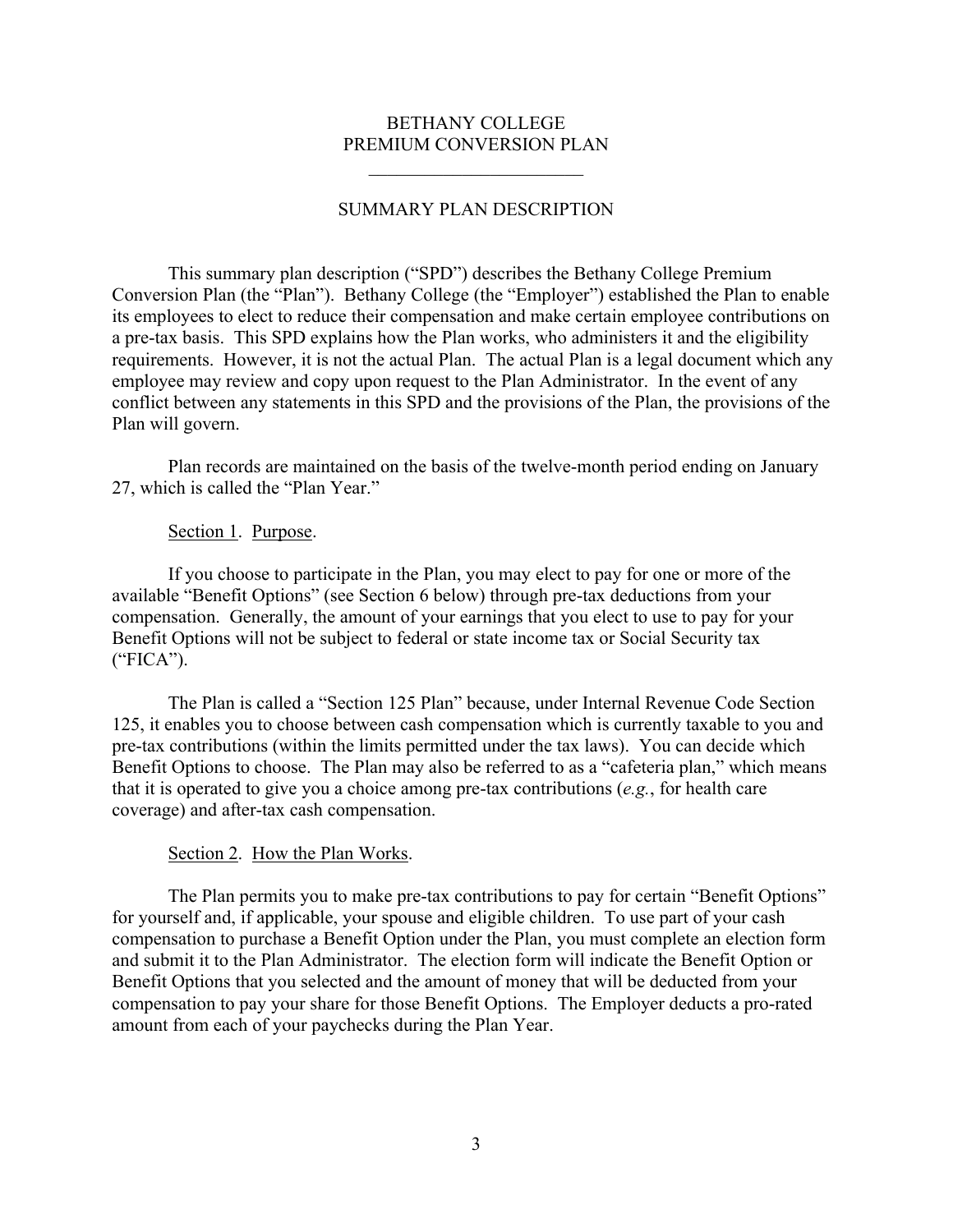# BETHANY COLLEGE
# PREMIUM CONVERSION PLAN

---

## SUMMARY PLAN DESCRIPTION

This summary plan description ("SPD") describes the Bethany College Premium Conversion Plan (the "Plan"). Bethany College (the "Employer") established the Plan to enable its employees to elect to reduce their compensation and make certain employee contributions on a pre-tax basis. This SPD explains how the Plan works, who administers it and the eligibility requirements. However, it is not the actual Plan. The actual Plan is a legal document which any employee may review and copy upon request to the Plan Administrator. In the event of any conflict between any statements in this SPD and the provisions of the Plan, the provisions of the Plan will govern.

Plan records are maintained on the basis of the twelve-month period ending on January 27, which is called the "Plan Year."

### Section 1. Purpose.

If you choose to participate in the Plan, you may elect to pay for one or more of the available "Benefit Options" (see Section 6 below) through pre-tax deductions from your compensation. Generally, the amount of your earnings that you elect to use to pay for your Benefit Options will not be subject to federal or state income tax or Social Security tax ("FICA").

The Plan is called a "Section 125 Plan" because, under Internal Revenue Code Section 125, it enables you to choose between cash compensation which is currently taxable to you and pre-tax contributions (within the limits permitted under the tax laws). You can decide which Benefit Options to choose. The Plan may also be referred to as a "cafeteria plan," which means that it is operated to give you a choice among pre-tax contributions (*e.g.*, for health care coverage) and after-tax cash compensation.

### Section 2. How the Plan Works.

The Plan permits you to make pre-tax contributions to pay for certain "Benefit Options" for yourself and, if applicable, your spouse and eligible children. To use part of your cash compensation to purchase a Benefit Option under the Plan, you must complete an election form and submit it to the Plan Administrator. The election form will indicate the Benefit Option or Benefit Options that you selected and the amount of money that will be deducted from your compensation to pay your share for those Benefit Options. The Employer deducts a pro-rated amount from each of your paychecks during the Plan Year.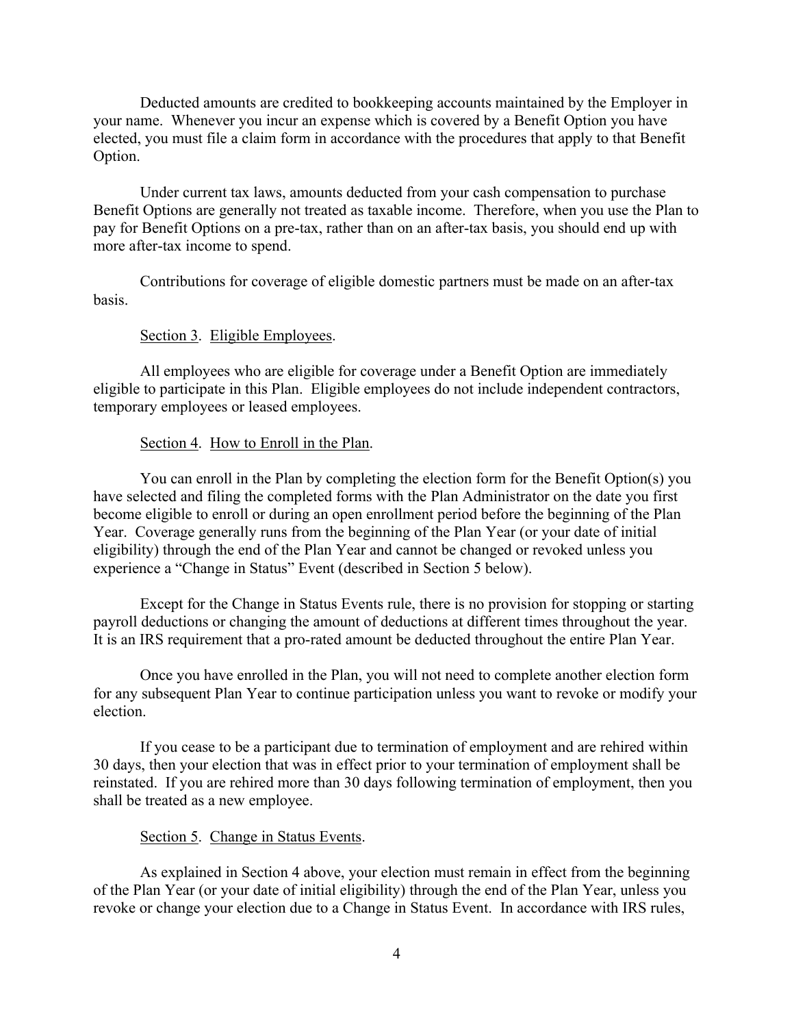Deducted amounts are credited to bookkeeping accounts maintained by the Employer in your name. Whenever you incur an expense which is covered by a Benefit Option you have elected, you must file a claim form in accordance with the procedures that apply to that Benefit Option.

Under current tax laws, amounts deducted from your cash compensation to purchase Benefit Options are generally not treated as taxable income. Therefore, when you use the Plan to pay for Benefit Options on a pre-tax, rather than on an after-tax basis, you should end up with more after-tax income to spend.

Contributions for coverage of eligible domestic partners must be made on an after-tax basis.

Section 3. Eligible Employees.

All employees who are eligible for coverage under a Benefit Option are immediately eligible to participate in this Plan. Eligible employees do not include independent contractors, temporary employees or leased employees.

Section 4. How to Enroll in the Plan.

You can enroll in the Plan by completing the election form for the Benefit Option(s) you have selected and filing the completed forms with the Plan Administrator on the date you first become eligible to enroll or during an open enrollment period before the beginning of the Plan Year. Coverage generally runs from the beginning of the Plan Year (or your date of initial eligibility) through the end of the Plan Year and cannot be changed or revoked unless you experience a "Change in Status" Event (described in Section 5 below).

Except for the Change in Status Events rule, there is no provision for stopping or starting payroll deductions or changing the amount of deductions at different times throughout the year. It is an IRS requirement that a pro-rated amount be deducted throughout the entire Plan Year.

Once you have enrolled in the Plan, you will not need to complete another election form for any subsequent Plan Year to continue participation unless you want to revoke or modify your election.

If you cease to be a participant due to termination of employment and are rehired within 30 days, then your election that was in effect prior to your termination of employment shall be reinstated. If you are rehired more than 30 days following termination of employment, then you shall be treated as a new employee.

Section 5. Change in Status Events.

As explained in Section 4 above, your election must remain in effect from the beginning of the Plan Year (or your date of initial eligibility) through the end of the Plan Year, unless you revoke or change your election due to a Change in Status Event. In accordance with IRS rules,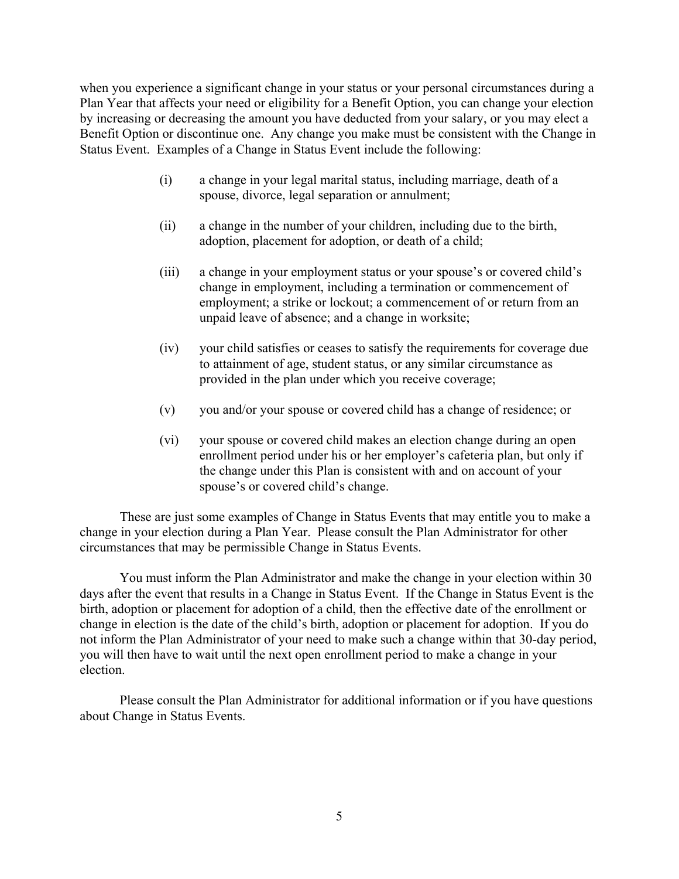when you experience a significant change in your status or your personal circumstances during a Plan Year that affects your need or eligibility for a Benefit Option, you can change your election by increasing or decreasing the amount you have deducted from your salary, or you may elect a Benefit Option or discontinue one. Any change you make must be consistent with the Change in Status Event. Examples of a Change in Status Event include the following:

(i) a change in your legal marital status, including marriage, death of a spouse, divorce, legal separation or annulment;

(ii) a change in the number of your children, including due to the birth, adoption, placement for adoption, or death of a child;

(iii) a change in your employment status or your spouse's or covered child's change in employment, including a termination or commencement of employment; a strike or lockout; a commencement of or return from an unpaid leave of absence; and a change in worksite;

(iv) your child satisfies or ceases to satisfy the requirements for coverage due to attainment of age, student status, or any similar circumstance as provided in the plan under which you receive coverage;

(v) you and/or your spouse or covered child has a change of residence; or

(vi) your spouse or covered child makes an election change during an open enrollment period under his or her employer's cafeteria plan, but only if the change under this Plan is consistent with and on account of your spouse's or covered child's change.

These are just some examples of Change in Status Events that may entitle you to make a change in your election during a Plan Year. Please consult the Plan Administrator for other circumstances that may be permissible Change in Status Events.

You must inform the Plan Administrator and make the change in your election within 30 days after the event that results in a Change in Status Event. If the Change in Status Event is the birth, adoption or placement for adoption of a child, then the effective date of the enrollment or change in election is the date of the child's birth, adoption or placement for adoption. If you do not inform the Plan Administrator of your need to make such a change within that 30-day period, you will then have to wait until the next open enrollment period to make a change in your election.

Please consult the Plan Administrator for additional information or if you have questions about Change in Status Events.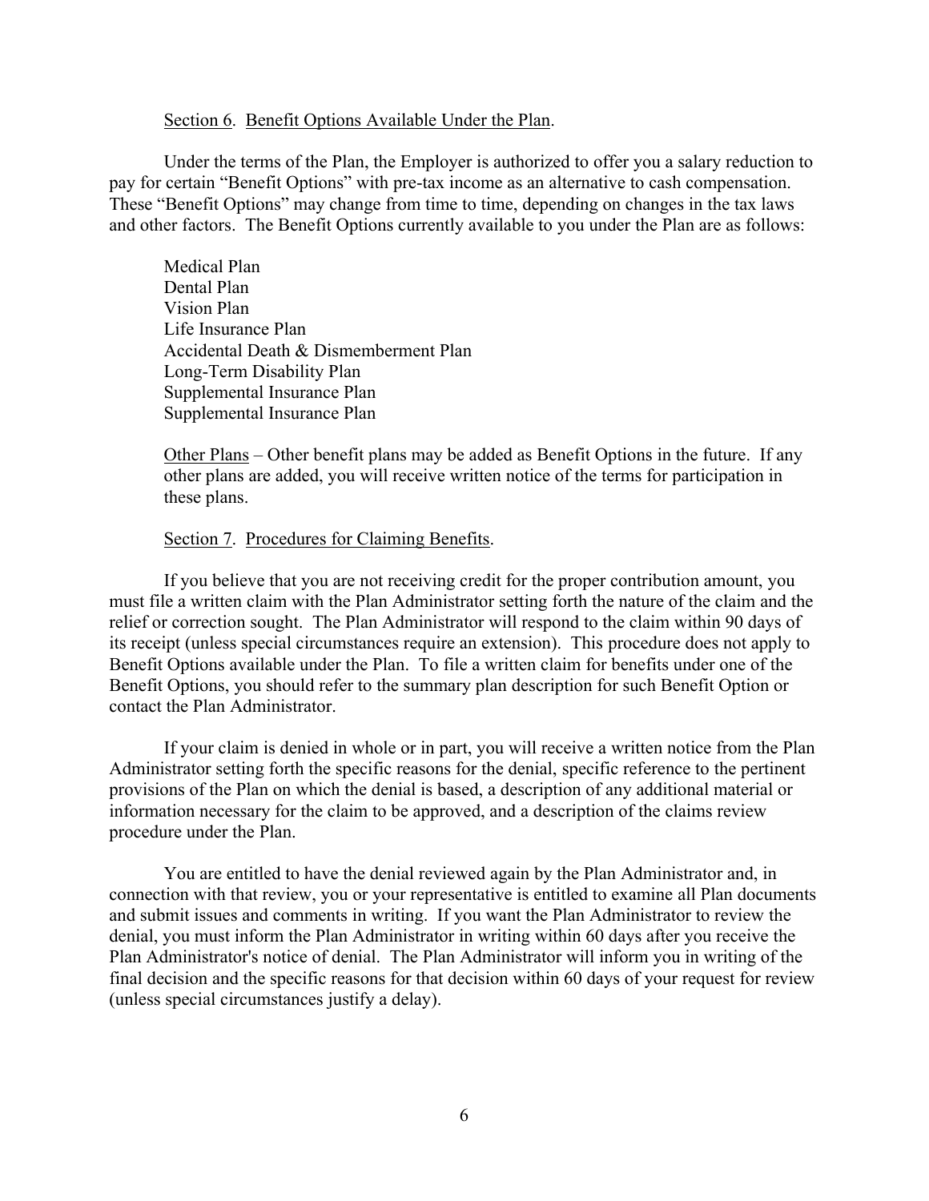Section 6. Benefit Options Available Under the Plan.

Under the terms of the Plan, the Employer is authorized to offer you a salary reduction to pay for certain "Benefit Options" with pre-tax income as an alternative to cash compensation. These "Benefit Options" may change from time to time, depending on changes in the tax laws and other factors. The Benefit Options currently available to you under the Plan are as follows:

Medical Plan
Dental Plan
Vision Plan
Life Insurance Plan
Accidental Death & Dismemberment Plan
Long-Term Disability Plan
Supplemental Insurance Plan
Supplemental Insurance Plan

Other Plans – Other benefit plans may be added as Benefit Options in the future. If any other plans are added, you will receive written notice of the terms for participation in these plans.

Section 7. Procedures for Claiming Benefits.

If you believe that you are not receiving credit for the proper contribution amount, you must file a written claim with the Plan Administrator setting forth the nature of the claim and the relief or correction sought. The Plan Administrator will respond to the claim within 90 days of its receipt (unless special circumstances require an extension). This procedure does not apply to Benefit Options available under the Plan. To file a written claim for benefits under one of the Benefit Options, you should refer to the summary plan description for such Benefit Option or contact the Plan Administrator.

If your claim is denied in whole or in part, you will receive a written notice from the Plan Administrator setting forth the specific reasons for the denial, specific reference to the pertinent provisions of the Plan on which the denial is based, a description of any additional material or information necessary for the claim to be approved, and a description of the claims review procedure under the Plan.

You are entitled to have the denial reviewed again by the Plan Administrator and, in connection with that review, you or your representative is entitled to examine all Plan documents and submit issues and comments in writing. If you want the Plan Administrator to review the denial, you must inform the Plan Administrator in writing within 60 days after you receive the Plan Administrator's notice of denial. The Plan Administrator will inform you in writing of the final decision and the specific reasons for that decision within 60 days of your request for review (unless special circumstances justify a delay).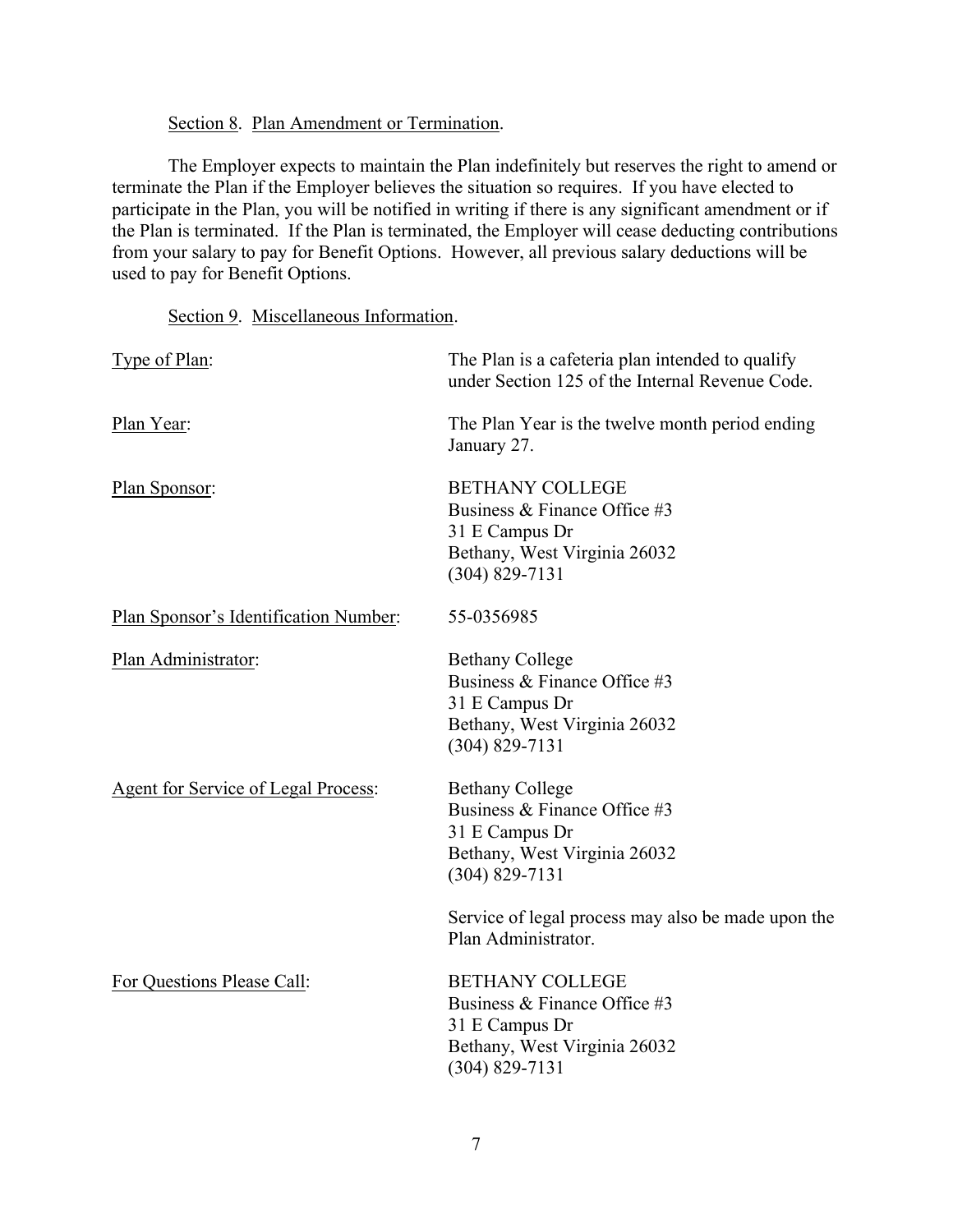Section 8. Plan Amendment or Termination.

The Employer expects to maintain the Plan indefinitely but reserves the right to amend or terminate the Plan if the Employer believes the situation so requires. If you have elected to participate in the Plan, you will be notified in writing if there is any significant amendment or if the Plan is terminated. If the Plan is terminated, the Employer will cease deducting contributions from your salary to pay for Benefit Options. However, all previous salary deductions will be used to pay for Benefit Options.

Section 9. Miscellaneous Information.

| | |
|---|---|
| Type of Plan: | The Plan is a cafeteria plan intended to qualify under Section 125 of the Internal Revenue Code. |
| Plan Year: | The Plan Year is the twelve month period ending January 27. |
| Plan Sponsor: | BETHANY COLLEGE<br>Business & Finance Office #3<br>31 E Campus Dr<br>Bethany, West Virginia 26032<br>(304) 829-7131 |
| Plan Sponsor's Identification Number: | 55-0356985 |
| Plan Administrator: | Bethany College<br>Business & Finance Office #3<br>31 E Campus Dr<br>Bethany, West Virginia 26032<br>(304) 829-7131 |
| Agent for Service of Legal Process: | Bethany College<br>Business & Finance Office #3<br>31 E Campus Dr<br>Bethany, West Virginia 26032<br>(304) 829-7131<br><br>Service of legal process may also be made upon the Plan Administrator. |
| For Questions Please Call: | BETHANY COLLEGE<br>Business & Finance Office #3<br>31 E Campus Dr<br>Bethany, West Virginia 26032<br>(304) 829-7131 |